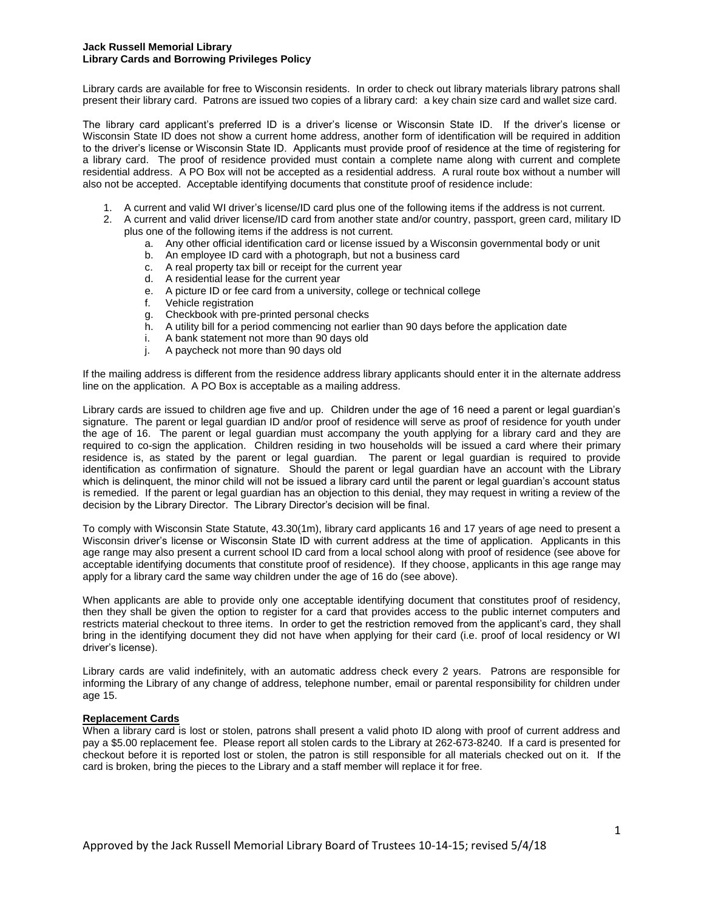**Jack Russell Memorial Library**
**Library Cards and Borrowing Privileges Policy**

Library cards are available for free to Wisconsin residents. In order to check out library materials library patrons shall present their library card. Patrons are issued two copies of a library card: a key chain size card and wallet size card.

The library card applicant's preferred ID is a driver's license or Wisconsin State ID. If the driver's license or Wisconsin State ID does not show a current home address, another form of identification will be required in addition to the driver's license or Wisconsin State ID. Applicants must provide proof of residence at the time of registering for a library card. The proof of residence provided must contain a complete name along with current and complete residential address. A PO Box will not be accepted as a residential address. A rural route box without a number will also not be accepted. Acceptable identifying documents that constitute proof of residence include:

1. A current and valid WI driver's license/ID card plus one of the following items if the address is not current.
2. A current and valid driver license/ID card from another state and/or country, passport, green card, military ID plus one of the following items if the address is not current.
   a. Any other official identification card or license issued by a Wisconsin governmental body or unit
   b. An employee ID card with a photograph, but not a business card
   c. A real property tax bill or receipt for the current year
   d. A residential lease for the current year
   e. A picture ID or fee card from a university, college or technical college
   f. Vehicle registration
   g. Checkbook with pre-printed personal checks
   h. A utility bill for a period commencing not earlier than 90 days before the application date
   i. A bank statement not more than 90 days old
   j. A paycheck not more than 90 days old

If the mailing address is different from the residence address library applicants should enter it in the alternate address line on the application. A PO Box is acceptable as a mailing address.

Library cards are issued to children age five and up. Children under the age of 16 need a parent or legal guardian's signature. The parent or legal guardian ID and/or proof of residence will serve as proof of residence for youth under the age of 16. The parent or legal guardian must accompany the youth applying for a library card and they are required to co-sign the application. Children residing in two households will be issued a card where their primary residence is, as stated by the parent or legal guardian. The parent or legal guardian is required to provide identification as confirmation of signature. Should the parent or legal guardian have an account with the Library which is delinquent, the minor child will not be issued a library card until the parent or legal guardian's account status is remedied. If the parent or legal guardian has an objection to this denial, they may request in writing a review of the decision by the Library Director. The Library Director's decision will be final.

To comply with Wisconsin State Statute, 43.30(1m), library card applicants 16 and 17 years of age need to present a Wisconsin driver's license or Wisconsin State ID with current address at the time of application. Applicants in this age range may also present a current school ID card from a local school along with proof of residence (see above for acceptable identifying documents that constitute proof of residence). If they choose, applicants in this age range may apply for a library card the same way children under the age of 16 do (see above).

When applicants are able to provide only one acceptable identifying document that constitutes proof of residency, then they shall be given the option to register for a card that provides access to the public internet computers and restricts material checkout to three items. In order to get the restriction removed from the applicant's card, they shall bring in the identifying document they did not have when applying for their card (i.e. proof of local residency or WI driver's license).

Library cards are valid indefinitely, with an automatic address check every 2 years. Patrons are responsible for informing the Library of any change of address, telephone number, email or parental responsibility for children under age 15.

## Replacement Cards

When a library card is lost or stolen, patrons shall present a valid photo ID along with proof of current address and pay a $5.00 replacement fee. Please report all stolen cards to the Library at 262-673-8240. If a card is presented for checkout before it is reported lost or stolen, the patron is still responsible for all materials checked out on it. If the card is broken, bring the pieces to the Library and a staff member will replace it for free.

Approved by the Jack Russell Memorial Library Board of Trustees 10-14-15; revised 5/4/18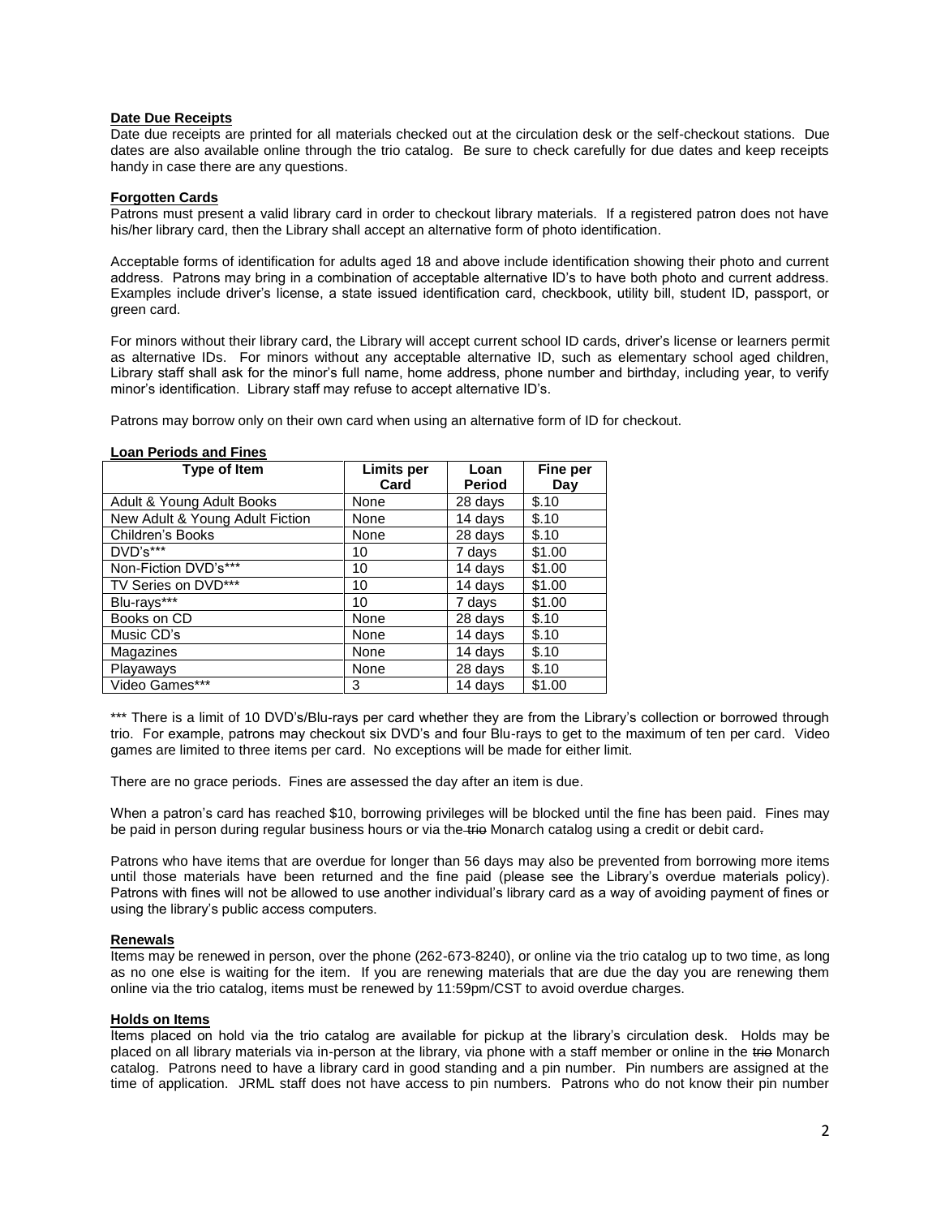**Date Due Receipts**

Date due receipts are printed for all materials checked out at the circulation desk or the self-checkout stations. Due dates are also available online through the trio catalog. Be sure to check carefully for due dates and keep receipts handy in case there are any questions.

**Forgotten Cards**

Patrons must present a valid library card in order to checkout library materials. If a registered patron does not have his/her library card, then the Library shall accept an alternative form of photo identification.

Acceptable forms of identification for adults aged 18 and above include identification showing their photo and current address. Patrons may bring in a combination of acceptable alternative ID's to have both photo and current address. Examples include driver's license, a state issued identification card, checkbook, utility bill, student ID, passport, or green card.

For minors without their library card, the Library will accept current school ID cards, driver's license or learners permit as alternative IDs. For minors without any acceptable alternative ID, such as elementary school aged children, Library staff shall ask for the minor's full name, home address, phone number and birthday, including year, to verify minor's identification. Library staff may refuse to accept alternative ID's.

Patrons may borrow only on their own card when using an alternative form of ID for checkout.

**Loan Periods and Fines**

| Type of Item | Limits per Card | Loan Period | Fine per Day |
|---|---|---|---|
| Adult & Young Adult Books | None | 28 days | $.10 |
| New Adult & Young Adult Fiction | None | 14 days | $.10 |
| Children's Books | None | 28 days | $.10 |
| DVD's*** | 10 | 7 days | $1.00 |
| Non-Fiction DVD's*** | 10 | 14 days | $1.00 |
| TV Series on DVD*** | 10 | 14 days | $1.00 |
| Blu-rays*** | 10 | 7 days | $1.00 |
| Books on CD | None | 28 days | $.10 |
| Music CD's | None | 14 days | $.10 |
| Magazines | None | 14 days | $.10 |
| Playaways | None | 28 days | $.10 |
| Video Games*** | 3 | 14 days | $1.00 |

*** There is a limit of 10 DVD's/Blu-rays per card whether they are from the Library's collection or borrowed through trio. For example, patrons may checkout six DVD's and four Blu-rays to get to the maximum of ten per card. Video games are limited to three items per card. No exceptions will be made for either limit.

There are no grace periods. Fines are assessed the day after an item is due.

When a patron's card has reached $10, borrowing privileges will be blocked until the fine has been paid. Fines may be paid in person during regular business hours or via the ~~trio~~ Monarch catalog using a credit or debit card~~.~~

Patrons who have items that are overdue for longer than 56 days may also be prevented from borrowing more items until those materials have been returned and the fine paid (please see the Library's overdue materials policy). Patrons with fines will not be allowed to use another individual's library card as a way of avoiding payment of fines or using the library's public access computers.

**Renewals**

Items may be renewed in person, over the phone (262-673-8240), or online via the trio catalog up to two time, as long as no one else is waiting for the item. If you are renewing materials that are due the day you are renewing them online via the trio catalog, items must be renewed by 11:59pm/CST to avoid overdue charges.

**Holds on Items**

Items placed on hold via the trio catalog are available for pickup at the library's circulation desk. Holds may be placed on all library materials via in-person at the library, via phone with a staff member or online in the ~~trio~~ Monarch catalog. Patrons need to have a library card in good standing and a pin number. Pin numbers are assigned at the time of application. JRML staff does not have access to pin numbers. Patrons who do not know their pin number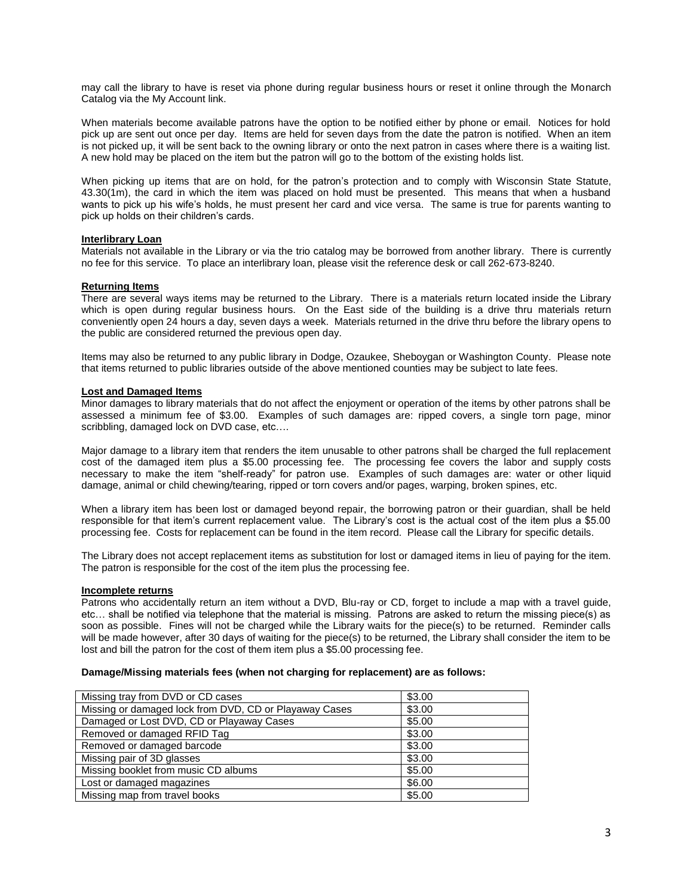may call the library to have is reset via phone during regular business hours or reset it online through the Monarch Catalog via the My Account link.

When materials become available patrons have the option to be notified either by phone or email. Notices for hold pick up are sent out once per day. Items are held for seven days from the date the patron is notified. When an item is not picked up, it will be sent back to the owning library or onto the next patron in cases where there is a waiting list. A new hold may be placed on the item but the patron will go to the bottom of the existing holds list.

When picking up items that are on hold, for the patron's protection and to comply with Wisconsin State Statute, 43.30(1m), the card in which the item was placed on hold must be presented. This means that when a husband wants to pick up his wife's holds, he must present her card and vice versa. The same is true for parents wanting to pick up holds on their children's cards.

**Interlibrary Loan**

Materials not available in the Library or via the trio catalog may be borrowed from another library. There is currently no fee for this service. To place an interlibrary loan, please visit the reference desk or call 262-673-8240.

**Returning Items**

There are several ways items may be returned to the Library. There is a materials return located inside the Library which is open during regular business hours. On the East side of the building is a drive thru materials return conveniently open 24 hours a day, seven days a week. Materials returned in the drive thru before the library opens to the public are considered returned the previous open day.

Items may also be returned to any public library in Dodge, Ozaukee, Sheboygan or Washington County. Please note that items returned to public libraries outside of the above mentioned counties may be subject to late fees.

**Lost and Damaged Items**

Minor damages to library materials that do not affect the enjoyment or operation of the items by other patrons shall be assessed a minimum fee of $3.00. Examples of such damages are: ripped covers, a single torn page, minor scribbling, damaged lock on DVD case, etc….

Major damage to a library item that renders the item unusable to other patrons shall be charged the full replacement cost of the damaged item plus a $5.00 processing fee. The processing fee covers the labor and supply costs necessary to make the item "shelf-ready" for patron use. Examples of such damages are: water or other liquid damage, animal or child chewing/tearing, ripped or torn covers and/or pages, warping, broken spines, etc.

When a library item has been lost or damaged beyond repair, the borrowing patron or their guardian, shall be held responsible for that item's current replacement value. The Library's cost is the actual cost of the item plus a $5.00 processing fee. Costs for replacement can be found in the item record. Please call the Library for specific details.

The Library does not accept replacement items as substitution for lost or damaged items in lieu of paying for the item. The patron is responsible for the cost of the item plus the processing fee.

**Incomplete returns**

Patrons who accidentally return an item without a DVD, Blu-ray or CD, forget to include a map with a travel guide, etc… shall be notified via telephone that the material is missing. Patrons are asked to return the missing piece(s) as soon as possible. Fines will not be charged while the Library waits for the piece(s) to be returned. Reminder calls will be made however, after 30 days of waiting for the piece(s) to be returned, the Library shall consider the item to be lost and bill the patron for the cost of them item plus a $5.00 processing fee.

**Damage/Missing materials fees (when not charging for replacement) are as follows:**

| | |
|---|---|
| Missing tray from DVD or CD cases | $3.00 |
| Missing or damaged lock from DVD, CD or Playaway Cases | $3.00 |
| Damaged or Lost DVD, CD or Playaway Cases | $5.00 |
| Removed or damaged RFID Tag | $3.00 |
| Removed or damaged barcode | $3.00 |
| Missing pair of 3D glasses | $3.00 |
| Missing booklet from music CD albums | $5.00 |
| Lost or damaged magazines | $6.00 |
| Missing map from travel books | $5.00 |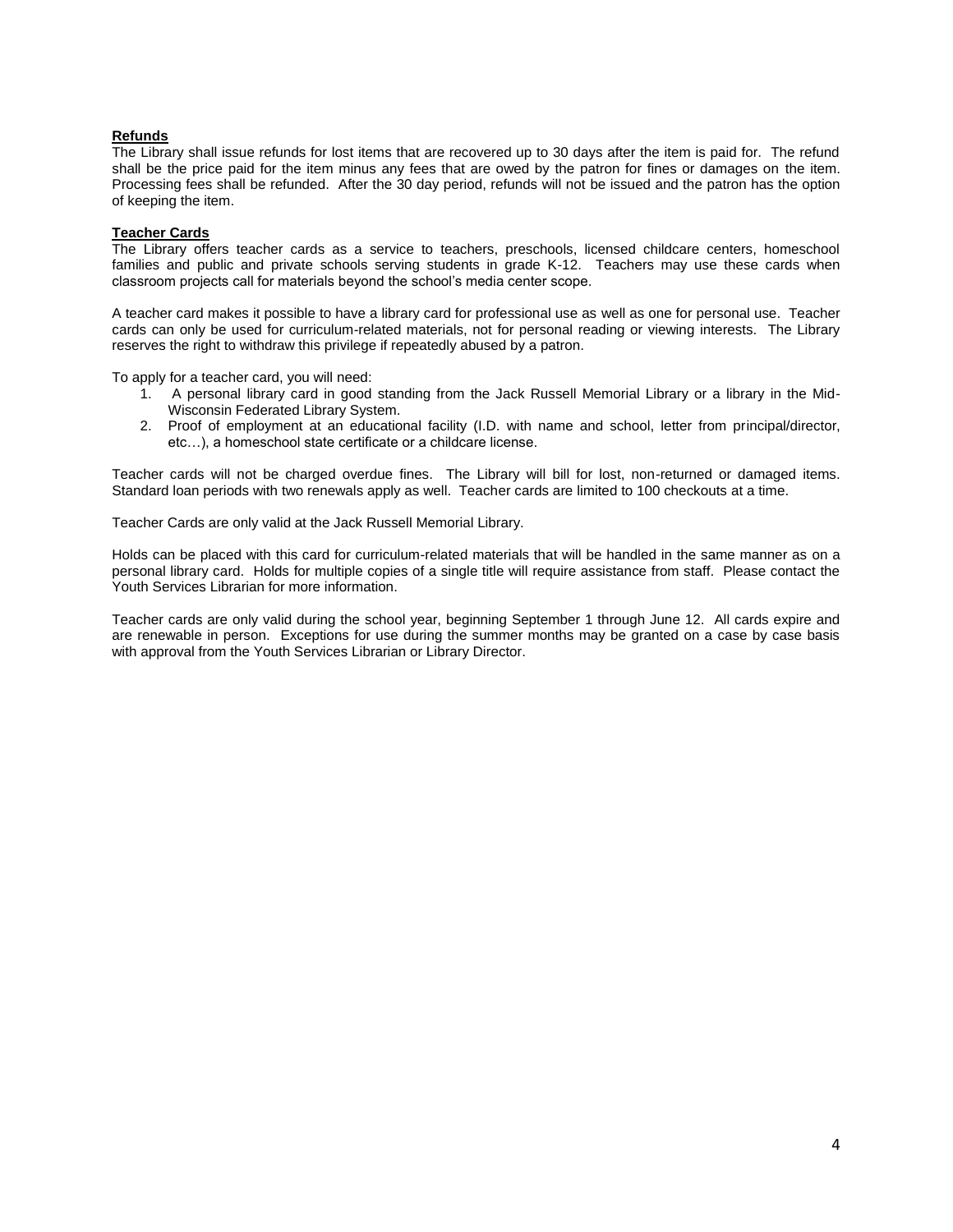**Refunds**

The Library shall issue refunds for lost items that are recovered up to 30 days after the item is paid for. The refund shall be the price paid for the item minus any fees that are owed by the patron for fines or damages on the item. Processing fees shall be refunded. After the 30 day period, refunds will not be issued and the patron has the option of keeping the item.

**Teacher Cards**

The Library offers teacher cards as a service to teachers, preschools, licensed childcare centers, homeschool families and public and private schools serving students in grade K-12. Teachers may use these cards when classroom projects call for materials beyond the school's media center scope.

A teacher card makes it possible to have a library card for professional use as well as one for personal use. Teacher cards can only be used for curriculum-related materials, not for personal reading or viewing interests. The Library reserves the right to withdraw this privilege if repeatedly abused by a patron.

To apply for a teacher card, you will need:

1. A personal library card in good standing from the Jack Russell Memorial Library or a library in the Mid-Wisconsin Federated Library System.
2. Proof of employment at an educational facility (I.D. with name and school, letter from principal/director, etc…), a homeschool state certificate or a childcare license.

Teacher cards will not be charged overdue fines. The Library will bill for lost, non-returned or damaged items. Standard loan periods with two renewals apply as well. Teacher cards are limited to 100 checkouts at a time.

Teacher Cards are only valid at the Jack Russell Memorial Library.

Holds can be placed with this card for curriculum-related materials that will be handled in the same manner as on a personal library card. Holds for multiple copies of a single title will require assistance from staff. Please contact the Youth Services Librarian for more information.

Teacher cards are only valid during the school year, beginning September 1 through June 12. All cards expire and are renewable in person. Exceptions for use during the summer months may be granted on a case by case basis with approval from the Youth Services Librarian or Library Director.